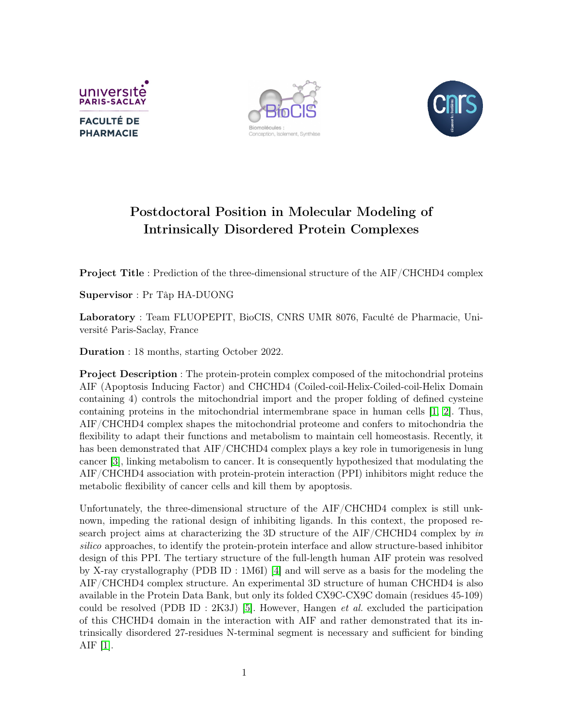# Postdoctoral Position in Molecular Modeling of Intrinsically Disordered Protein Complexes

**Project Title** : Prediction of the three-dimensional structure of the AIF/CHCHD4 complex

**Supervisor** : Pr Tâp HA-DUONG

**Laboratory** : Team FLUOPEPIT, BioCIS, CNRS UMR 8076, Faculté de Pharmacie, Université Paris-Saclay, France

**Duration** : 18 months, starting October 2022.

**Project Description** : The protein-protein complex composed of the mitochondrial proteins AIF (Apoptosis Inducing Factor) and CHCHD4 (Coiled-coil-Helix-Coiled-coil-Helix Domain containing 4) controls the mitochondrial import and the proper folding of defined cysteine containing proteins in the mitochondrial intermembrane space in human cells [1, 2]. Thus, AIF/CHCHD4 complex shapes the mitochondrial proteome and confers to mitochondria the flexibility to adapt their functions and metabolism to maintain cell homeostasis. Recently, it has been demonstrated that AIF/CHCHD4 complex plays a key role in tumorigenesis in lung cancer [3], linking metabolism to cancer. It is consequently hypothesized that modulating the AIF/CHCHD4 association with protein-protein interaction (PPI) inhibitors might reduce the metabolic flexibility of cancer cells and kill them by apoptosis.

Unfortunately, the three-dimensional structure of the AIF/CHCHD4 complex is still unknown, impeding the rational design of inhibiting ligands. In this context, the proposed research project aims at characterizing the 3D structure of the AIF/CHCHD4 complex by *in silico* approaches, to identify the protein-protein interface and allow structure-based inhibitor design of this PPI. The tertiary structure of the full-length human AIF protein was resolved by X-ray crystallography (PDB ID : 1M6I) [4] and will serve as a basis for the modeling the AIF/CHCHD4 complex structure. An experimental 3D structure of human CHCHD4 is also available in the Protein Data Bank, but only its folded CX9C-CX9C domain (residues 45-109) could be resolved (PDB ID : 2K3J) [5]. However, Hangen *et al.* excluded the participation of this CHCHD4 domain in the interaction with AIF and rather demonstrated that its intrinsically disordered 27-residues N-terminal segment is necessary and sufficient for binding AIF [1].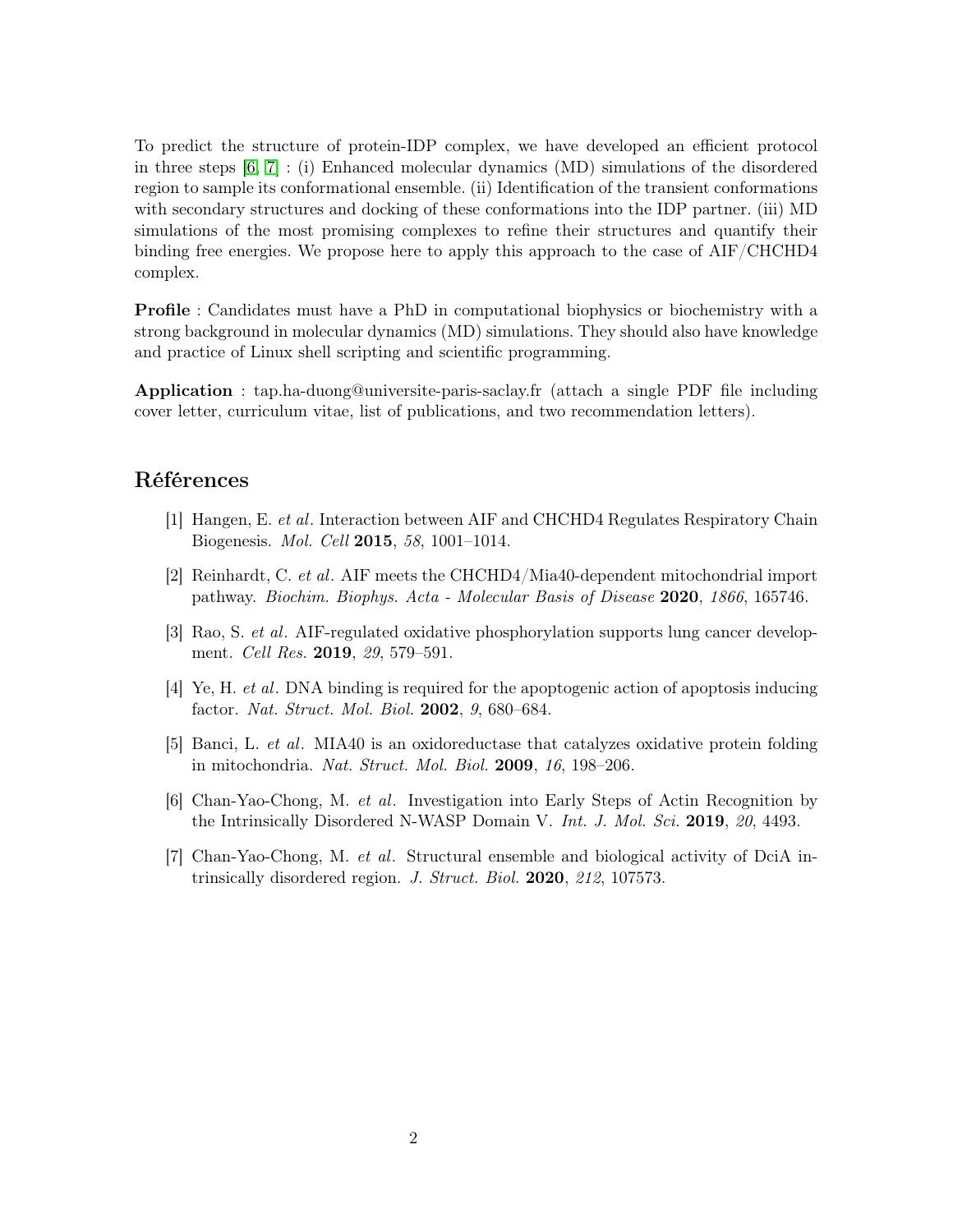To predict the structure of protein-IDP complex, we have developed an efficient protocol in three steps [6, 7] : (i) Enhanced molecular dynamics (MD) simulations of the disordered region to sample its conformational ensemble. (ii) Identification of the transient conformations with secondary structures and docking of these conformations into the IDP partner. (iii) MD simulations of the most promising complexes to refine their structures and quantify their binding free energies. We propose here to apply this approach to the case of AIF/CHCHD4 complex.

**Profile** : Candidates must have a PhD in computational biophysics or biochemistry with a strong background in molecular dynamics (MD) simulations. They should also have knowledge and practice of Linux shell scripting and scientific programming.

**Application** : tap.ha-duong@universite-paris-saclay.fr (attach a single PDF file including cover letter, curriculum vitae, list of publications, and two recommendation letters).

## Références

[1] Hangen, E. *et al*. Interaction between AIF and CHCHD4 Regulates Respiratory Chain Biogenesis. *Mol. Cell* **2015**, *58*, 1001–1014.

[2] Reinhardt, C. *et al*. AIF meets the CHCHD4/Mia40-dependent mitochondrial import pathway. *Biochim. Biophys. Acta - Molecular Basis of Disease* **2020**, *1866*, 165746.

[3] Rao, S. *et al*. AIF-regulated oxidative phosphorylation supports lung cancer development. *Cell Res.* **2019**, *29*, 579–591.

[4] Ye, H. *et al*. DNA binding is required for the apoptogenic action of apoptosis inducing factor. *Nat. Struct. Mol. Biol.* **2002**, *9*, 680–684.

[5] Banci, L. *et al*. MIA40 is an oxidoreductase that catalyzes oxidative protein folding in mitochondria. *Nat. Struct. Mol. Biol.* **2009**, *16*, 198–206.

[6] Chan-Yao-Chong, M. *et al*. Investigation into Early Steps of Actin Recognition by the Intrinsically Disordered N-WASP Domain V. *Int. J. Mol. Sci.* **2019**, *20*, 4493.

[7] Chan-Yao-Chong, M. *et al*. Structural ensemble and biological activity of DciA intrinsically disordered region. *J. Struct. Biol.* **2020**, *212*, 107573.